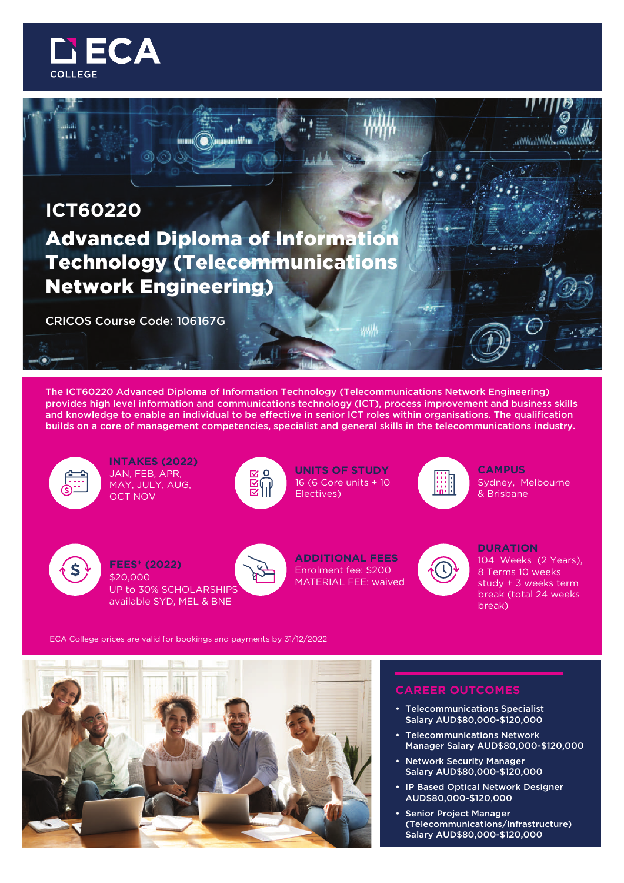# ECA COLLEGE

# ICT60220

## Advanced Diploma of Information Technology (Telecommunications Network Engineering)

CRICOS Course Code: 106167G

**The ICT60220 Advanced Diploma of Information Technology (Telecommunications Network Engineering) provides high level information and communications technology (ICT), process improvement and business skills and knowledge to enable an individual to be effective in senior ICT roles within organisations. The qualification builds on a core of management competencies, specialist and general skills in the telecommunications industry.**

**INTAKES (2022)**
JAN, FEB, APR, MAY, JULY, AUG, OCT NOV

**UNITS OF STUDY**
16 (6 Core units + 10 Electives)

**CAMPUS**
Sydney, Melbourne & Brisbane

**FEES* (2022)**
$20,000
UP to 30% SCHOLARSHIPS available SYD, MEL & BNE

**ADDITIONAL FEES**
Enrolment fee: $200
MATERIAL FEE: waived

**DURATION**
104 Weeks (2 Years), 8 Terms 10 weeks study + 3 weeks term break (total 24 weeks break)

ECA College prices are valid for bookings and payments by 31/12/2022

## CAREER OUTCOMES

- **Telecommunications Specialist Salary AUD$80,000-$120,000**
- **Telecommunications Network Manager Salary AUD$80,000-$120,000**
- **Network Security Manager Salary AUD$80,000-$120,000**
- **IP Based Optical Network Designer AUD$80,000-$120,000**
- **Senior Project Manager (Telecommunications/Infrastructure) Salary AUD$80,000-$120,000**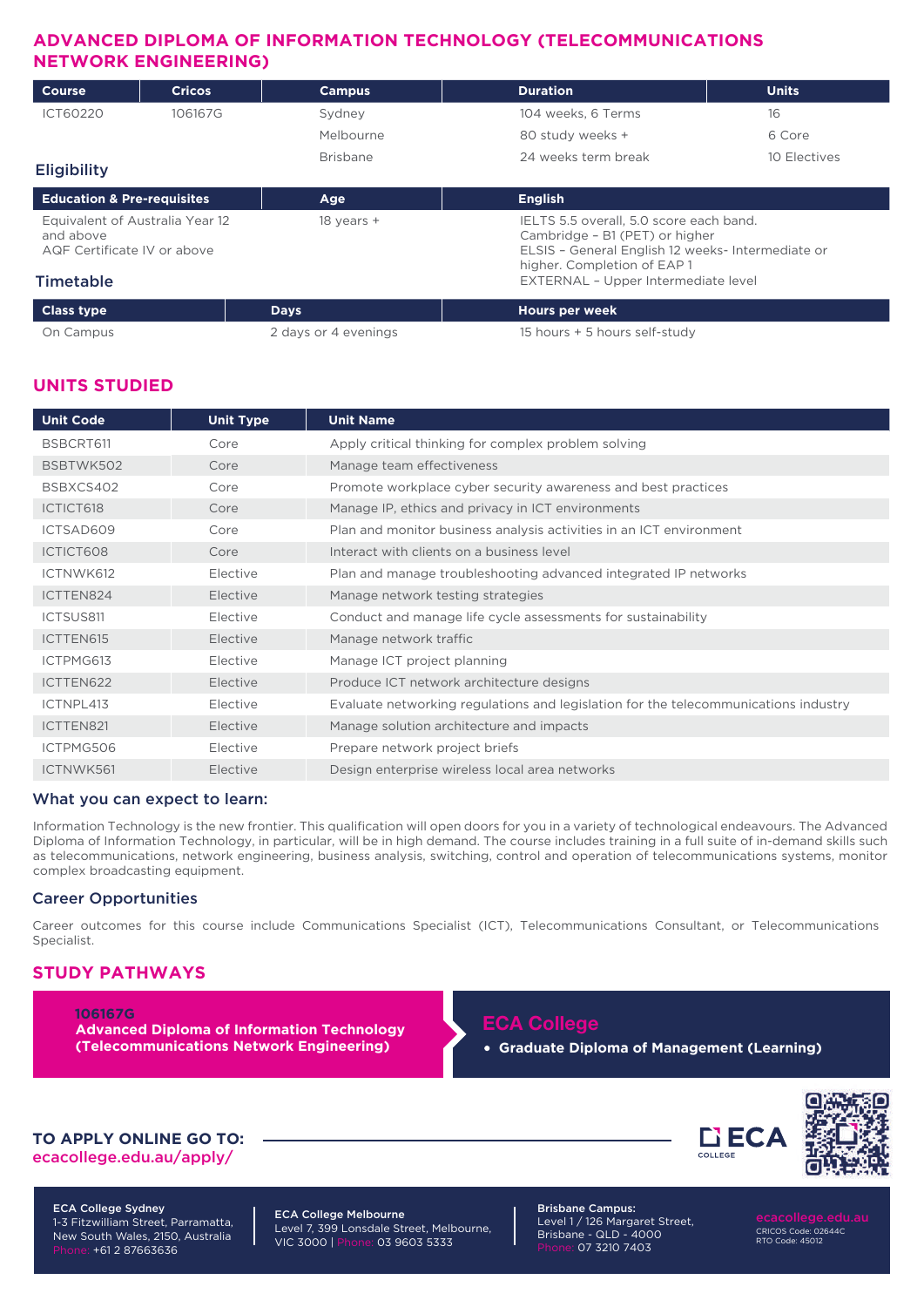## ADVANCED DIPLOMA OF INFORMATION TECHNOLOGY (TELECOMMUNICATIONS NETWORK ENGINEERING)

| Course | Cricos | Campus | Duration | Units |
|---|---|---|---|---|
| ICT60220 | 106167G | Sydney | 104 weeks, 6 Terms | 16 |
| | | Melbourne | 80 study weeks + | 6 Core |
| | | Brisbane | 24 weeks term break | 10 Electives |

### Eligibility

| Education & Pre-requisites | Age | English |
|---|---|---|
| Equivalent of Australia Year 12 and above<br>AQF Certificate IV or above | 18 years + | IELTS 5.5 overall, 5.0 score each band.<br>Cambridge – B1 (PET) or higher<br>ELSIS – General English 12 weeks- Intermediate or higher. Completion of EAP 1<br>EXTERNAL – Upper Intermediate level |

### Timetable

| Class type | Days | Hours per week |
|---|---|---|
| On Campus | 2 days or 4 evenings | 15 hours + 5 hours self-study |

## UNITS STUDIED

| Unit Code | Unit Type | Unit Name |
|---|---|---|
| BSBCRT611 | Core | Apply critical thinking for complex problem solving |
| BSBTWK502 | Core | Manage team effectiveness |
| BSBXCS402 | Core | Promote workplace cyber security awareness and best practices |
| ICTICT618 | Core | Manage IP, ethics and privacy in ICT environments |
| ICTSAD609 | Core | Plan and monitor business analysis activities in an ICT environment |
| ICTICT608 | Core | Interact with clients on a business level |
| ICTNWK612 | Elective | Plan and manage troubleshooting advanced integrated IP networks |
| ICTTEN824 | Elective | Manage network testing strategies |
| ICTSUS811 | Elective | Conduct and manage life cycle assessments for sustainability |
| ICTTEN615 | Elective | Manage network traffic |
| ICTPMG613 | Elective | Manage ICT project planning |
| ICTTEN622 | Elective | Produce ICT network architecture designs |
| ICTNPL413 | Elective | Evaluate networking regulations and legislation for the telecommunications industry |
| ICTTEN821 | Elective | Manage solution architecture and impacts |
| ICTPMG506 | Elective | Prepare network project briefs |
| ICTNWK561 | Elective | Design enterprise wireless local area networks |

### What you can expect to learn:

Information Technology is the new frontier. This qualification will open doors for you in a variety of technological endeavours. The Advanced Diploma of Information Technology, in particular, will be in high demand. The course includes training in a full suite of in-demand skills such as telecommunications, network engineering, business analysis, switching, control and operation of telecommunications systems, monitor complex broadcasting equipment.

### Career Opportunities

Career outcomes for this course include Communications Specialist (ICT), Telecommunications Consultant, or Telecommunications Specialist.

## STUDY PATHWAYS

**106167G**
**Advanced Diploma of Information Technology (Telecommunications Network Engineering)**

**ECA College**
- **Graduate Diploma of Management (Learning)**

**TO APPLY ONLINE GO TO:**
ecacollege.edu.au/apply/

ECA COLLEGE

**ECA College Sydney**
1-3 Fitzwilliam Street, Parramatta, New South Wales, 2150, Australia
Phone: +61 2 87663636

**ECA College Melbourne**
Level 7, 399 Lonsdale Street, Melbourne, VIC 3000 | Phone: 03 9603 5333

**Brisbane Campus:**
Level 1 / 126 Margaret Street, Brisbane - QLD - 4000
Phone: 07 3210 7403

ecacollege.edu.au
CRICOS Code: 02644C
RTO Code: 45012